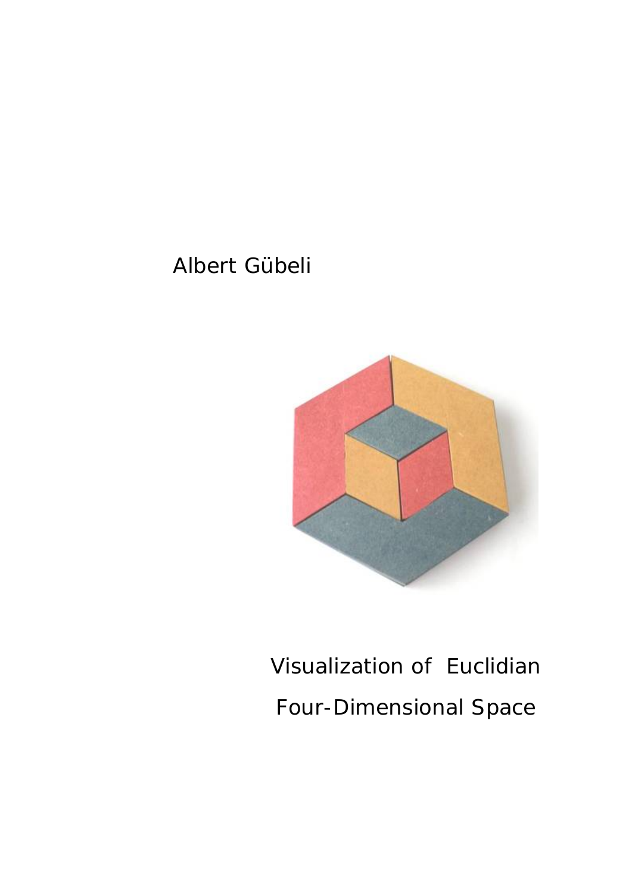Albert Gübeli

# Visualization of Euclidian Four-Dimensional Space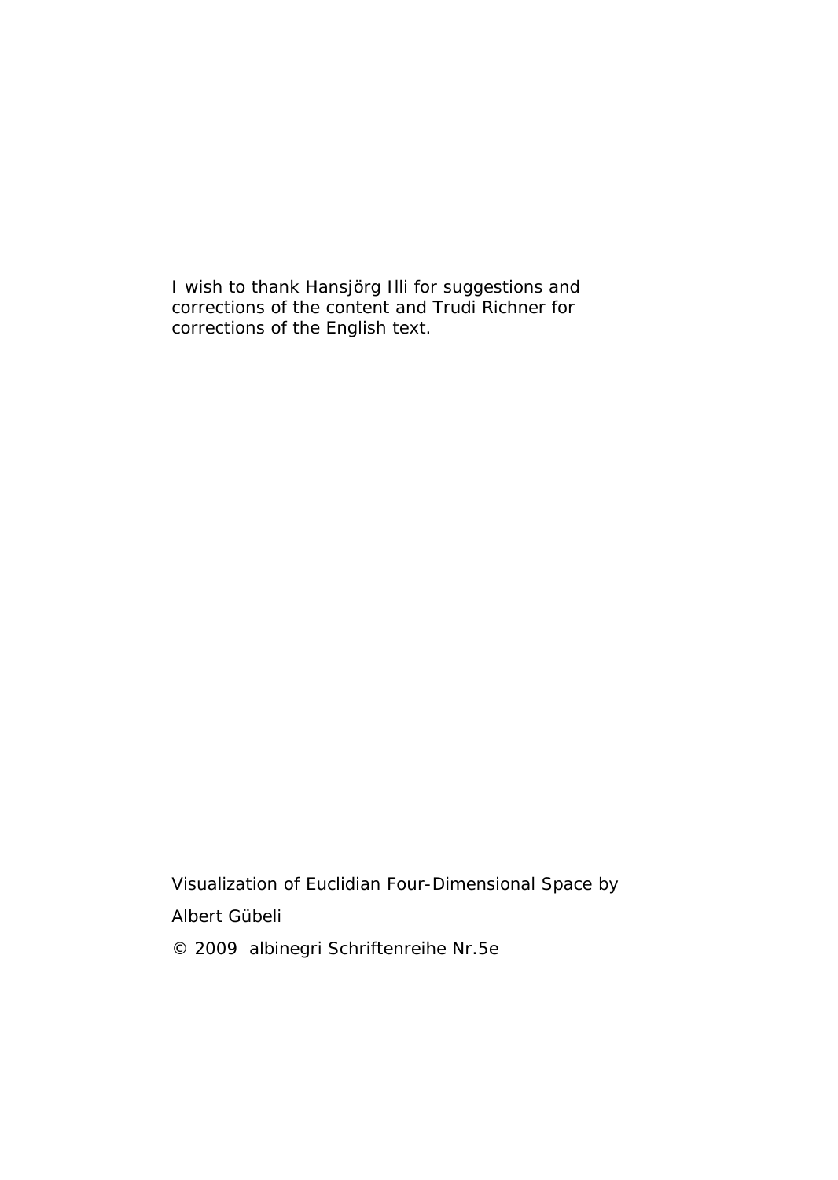I wish to thank Hansjörg Illi for suggestions and corrections of the content and Trudi Richner for corrections of the English text.

Visualization of Euclidian Four-Dimensional Space by

Albert Gübeli

© 2009 albinegri Schriftenreihe Nr.5e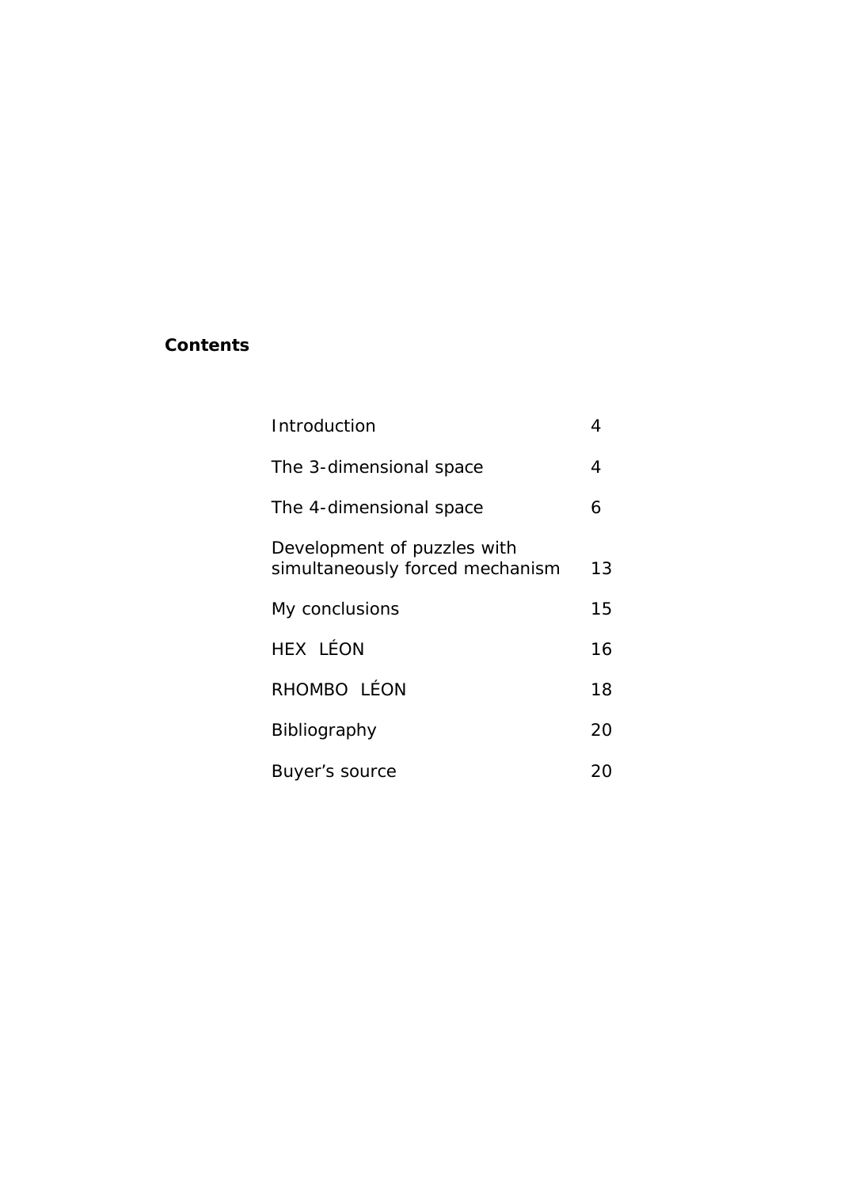**Contents**

| | |
|---|---|
| Introduction | 4 |
| The 3-dimensional space | 4 |
| The 4-dimensional space | 6 |
| Development of puzzles with simultaneously forced mechanism | 13 |
| My conclusions | 15 |
| HEX LÉON | 16 |
| RHOMBO LÉON | 18 |
| Bibliography | 20 |
| Buyer's source | 20 |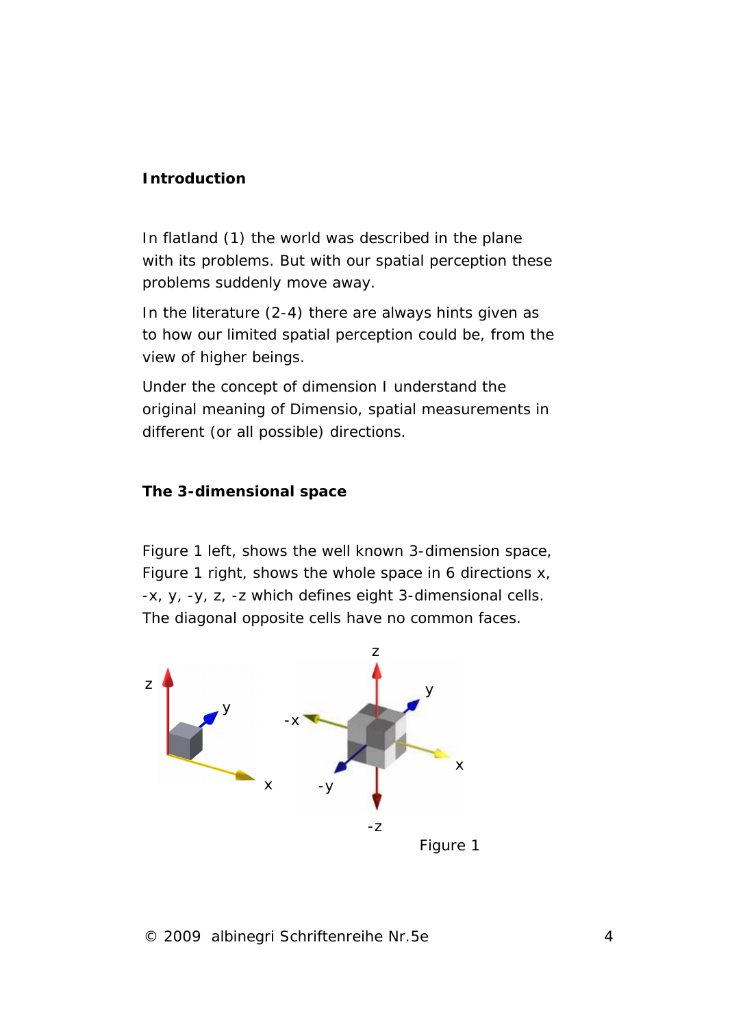## Introduction

In flatland (1) the world was described in the plane with its problems. But with our spatial perception these problems suddenly move away.

In the literature (2-4) there are always hints given as to how our limited spatial perception could be, from the view of higher beings.

Under the concept of dimension I understand the original meaning of Dimensio, spatial measurements in different (or all possible) directions.

## The 3-dimensional space

Figure 1 left, shows the well known 3-dimension space, Figure 1 right, shows the whole space in 6 directions x, -x, y, -y, z, -z which defines eight 3-dimensional cells. The diagonal opposite cells have no common faces.

Figure 1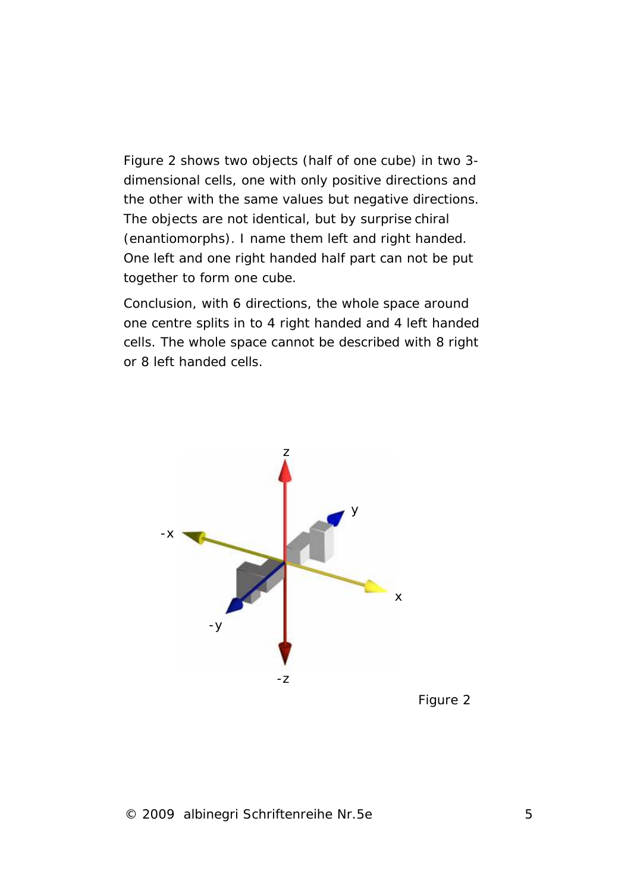Figure 2 shows two objects (half of one cube) in two 3-dimensional cells, one with only positive directions and the other with the same values but negative directions. The objects are not identical, but by surprise chiral (enantiomorphs). I name them left and right handed. One left and one right handed half part can not be put together to form one cube.

Conclusion, with 6 directions, the whole space around one centre splits in to 4 right handed and 4 left handed cells. The whole space cannot be described with 8 right or 8 left handed cells.

Figure 2

© 2009 albinegri Schriftenreihe Nr.5e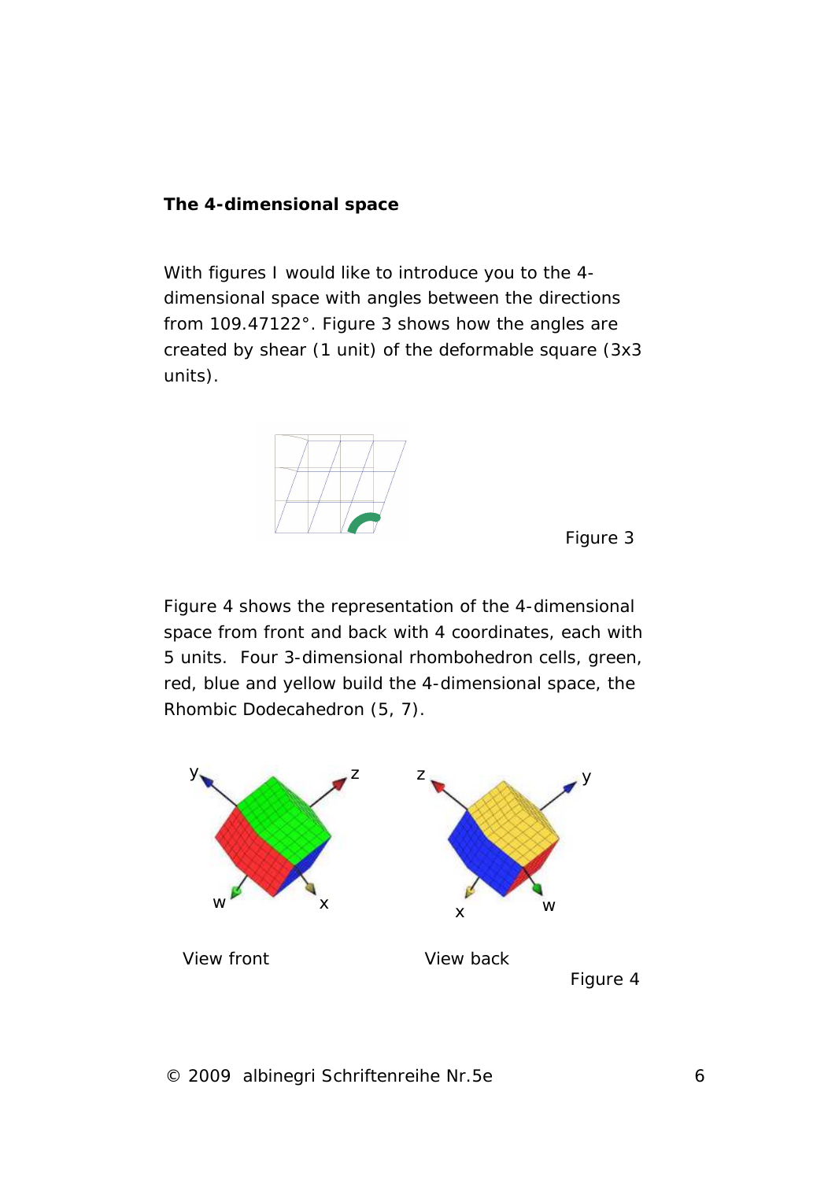**The 4-dimensional space**

With figures I would like to introduce you to the 4-dimensional space with angles between the directions from 109.47122°. Figure 3 shows how the angles are created by shear (1 unit) of the deformable square (3x3 units).

Figure 3

Figure 4 shows the representation of the 4-dimensional space from front and back with 4 coordinates, each with 5 units. Four 3-dimensional rhombohedron cells, green, red, blue and yellow build the 4-dimensional space, the Rhombic Dodecahedron (5, 7).

View front

View back

Figure 4

© 2009 albinegri Schriftenreihe Nr.5e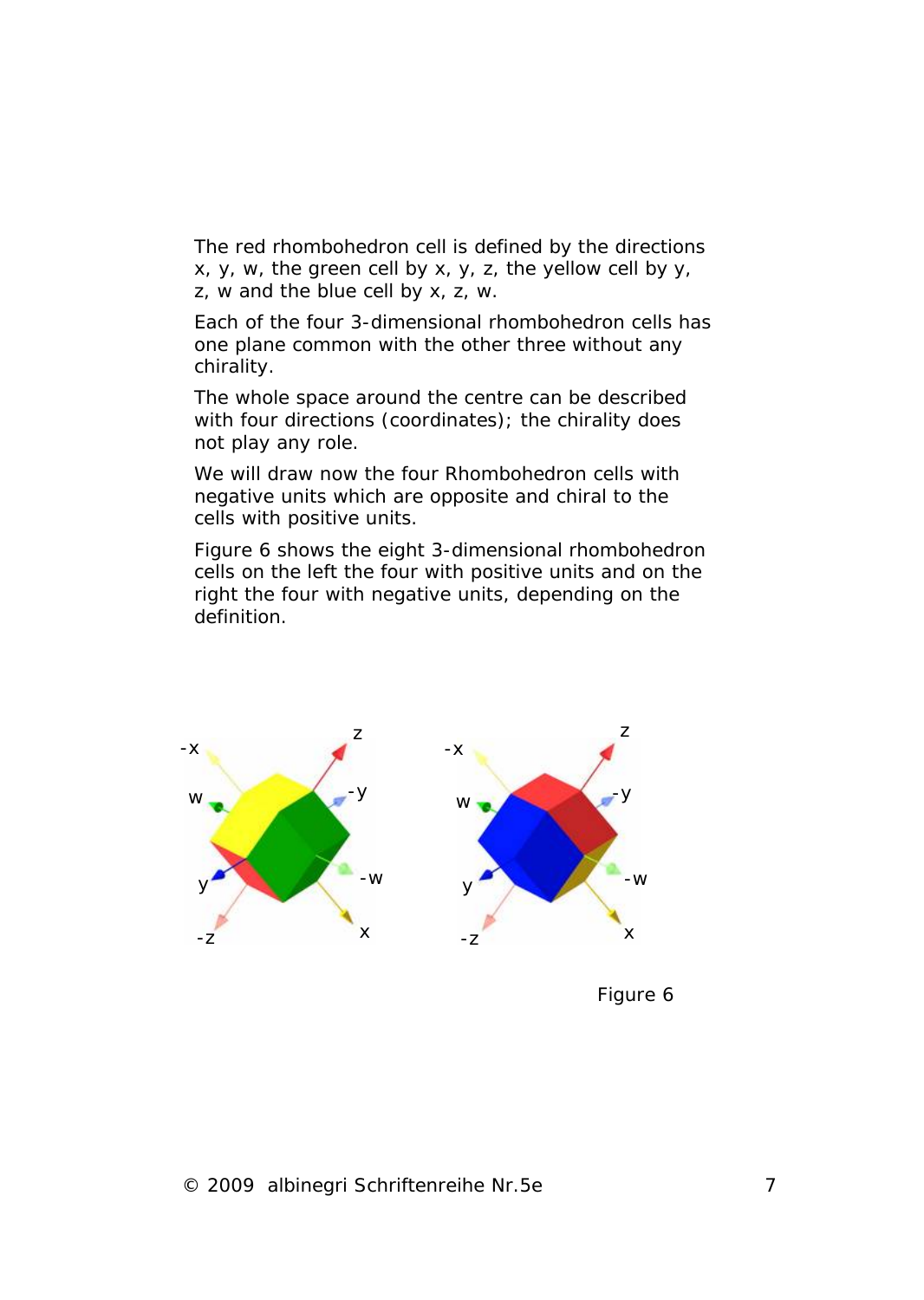The red rhombohedron cell is defined by the directions x, y, w, the green cell by x, y, z, the yellow cell by y, z, w and the blue cell by x, z, w.

Each of the four 3-dimensional rhombohedron cells has one plane common with the other three without any chirality.

The whole space around the centre can be described with four directions (coordinates); the chirality does not play any role.

We will draw now the four Rhombohedron cells with negative units which are opposite and chiral to the cells with positive units.

Figure 6 shows the eight 3-dimensional rhombohedron cells on the left the four with positive units and on the right the four with negative units, depending on the definition.

Figure 6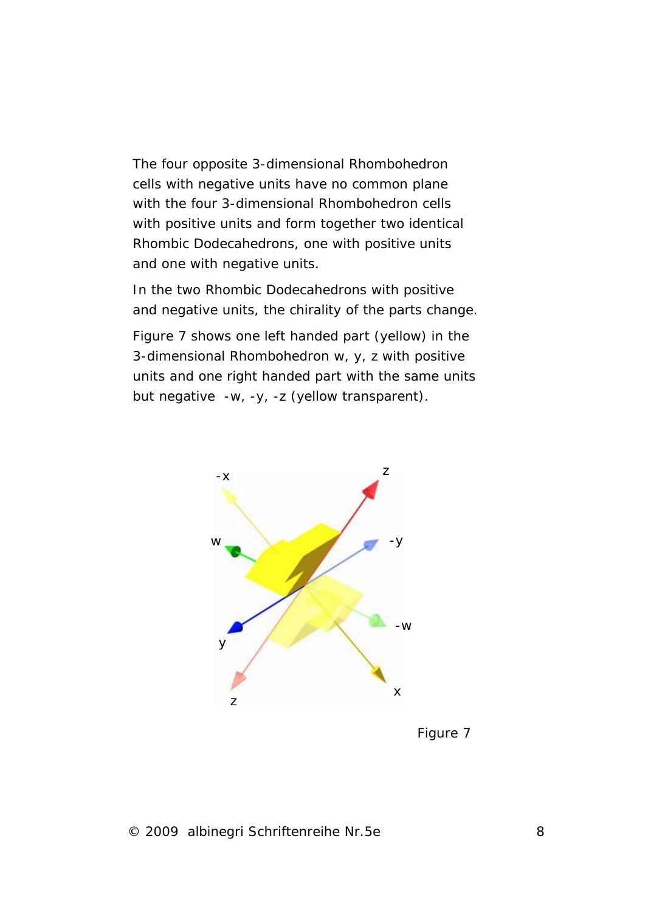The four opposite 3-dimensional Rhombohedron cells with negative units have no common plane with the four 3-dimensional Rhombohedron cells with positive units and form together two identical Rhombic Dodecahedrons, one with positive units and one with negative units.

In the two Rhombic Dodecahedrons with positive and negative units, the chirality of the parts change.

Figure 7 shows one left handed part (yellow) in the 3-dimensional Rhombohedron w, y, z with positive units and one right handed part with the same units but negative -w, -y, -z (yellow transparent).

Figure 7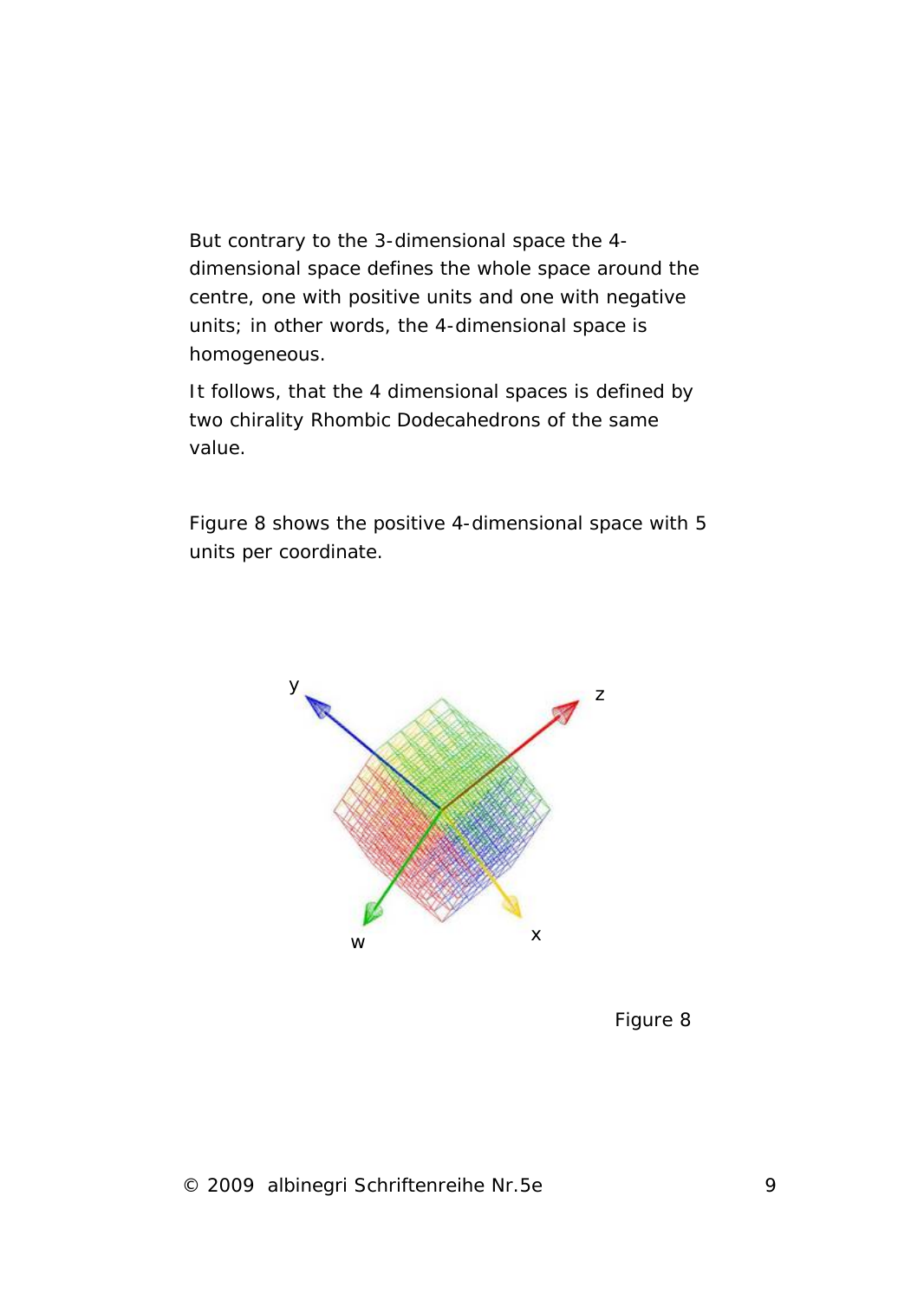But contrary to the 3-dimensional space the 4-dimensional space defines the whole space around the centre, one with positive units and one with negative units; in other words, the 4-dimensional space is homogeneous.

It follows, that the 4 dimensional spaces is defined by two chirality Rhombic Dodecahedrons of the same value.

Figure 8 shows the positive 4-dimensional space with 5 units per coordinate.

Figure 8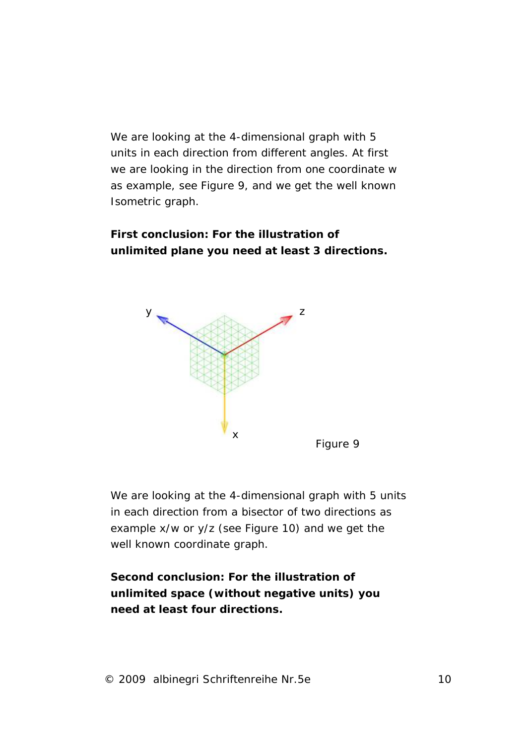We are looking at the 4-dimensional graph with 5 units in each direction from different angles. At first we are looking in the direction from one coordinate w as example, see Figure 9, and we get the well known Isometric graph.

**First conclusion: For the illustration of unlimited plane you need at least 3 directions.**

Figure 9

We are looking at the 4-dimensional graph with 5 units in each direction from a bisector of two directions as example x/w or y/z (see Figure 10) and we get the well known coordinate graph.

**Second conclusion: For the illustration of unlimited space (without negative units) you need at least four directions.**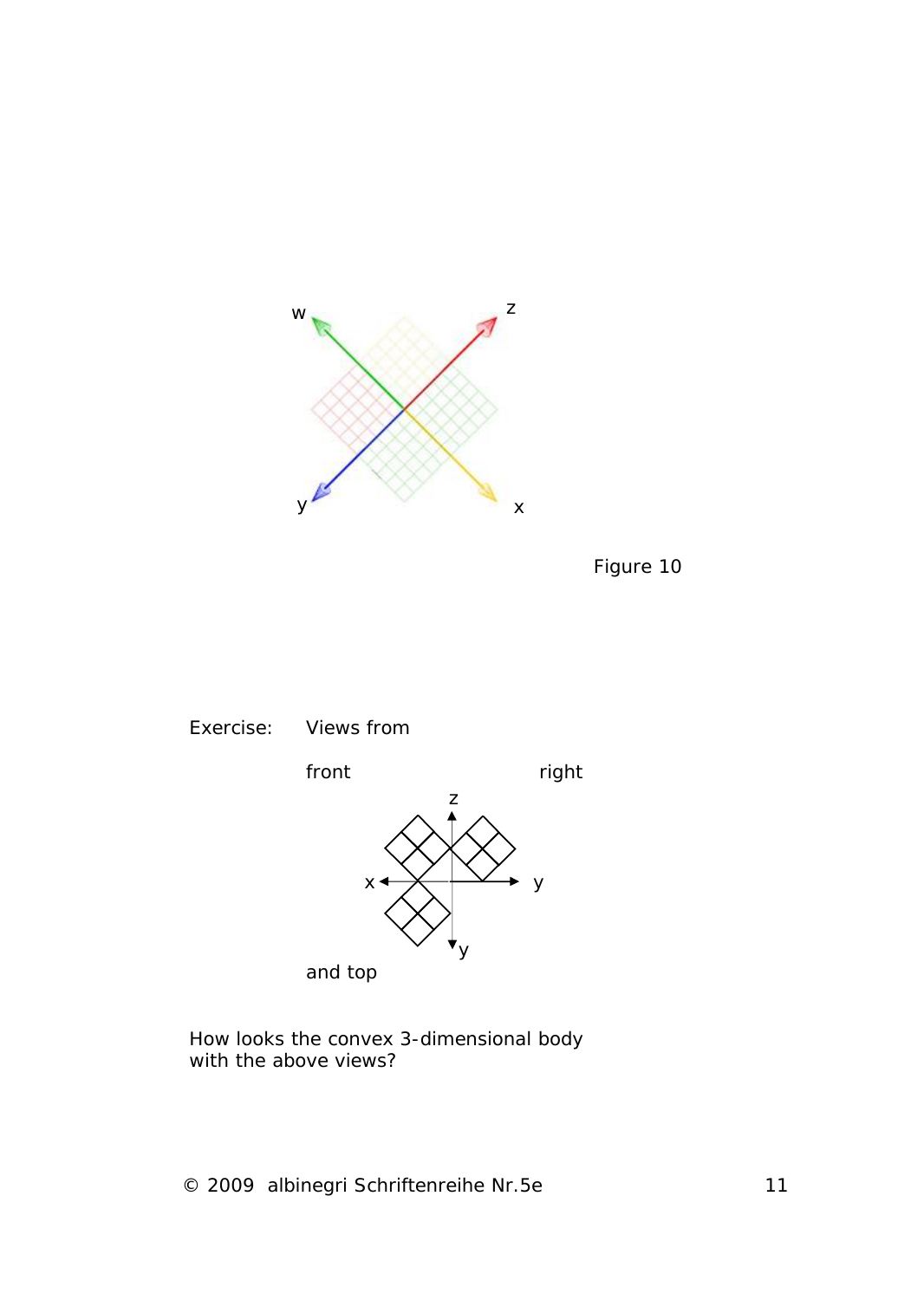Figure 10

Exercise: Views from

front right

and top

How looks the convex 3-dimensional body with the above views?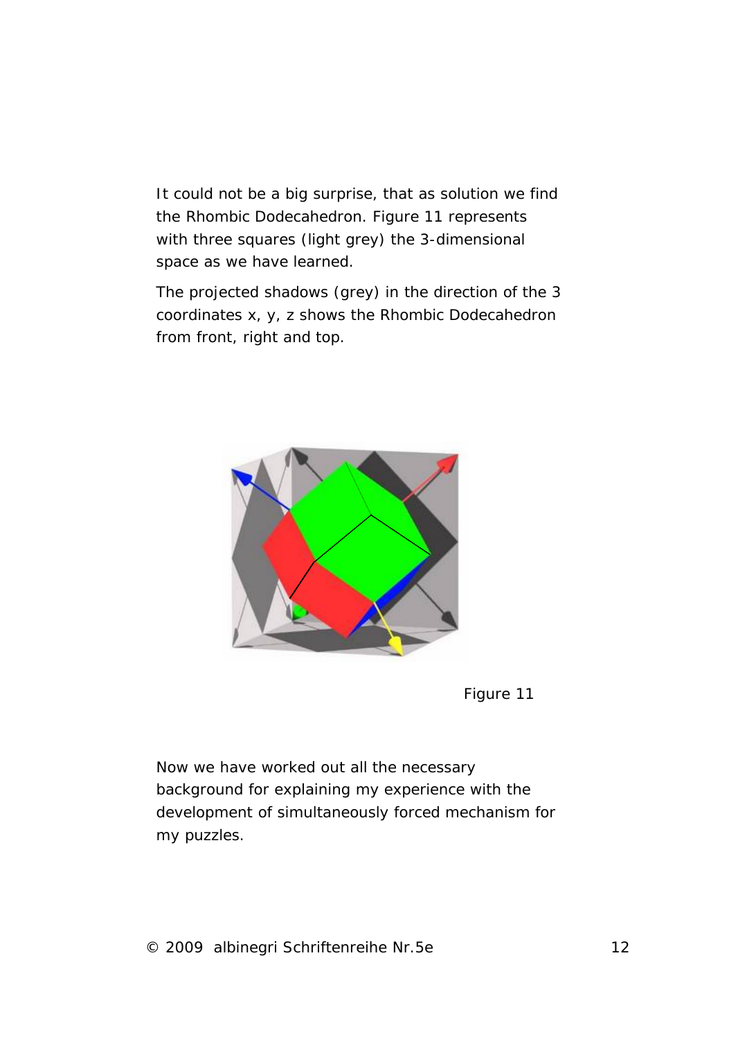It could not be a big surprise, that as solution we find the Rhombic Dodecahedron. Figure 11 represents with three squares (light grey) the 3-dimensional space as we have learned.

The projected shadows (grey) in the direction of the 3 coordinates x, y, z shows the Rhombic Dodecahedron from front, right and top.

Figure 11

Now we have worked out all the necessary background for explaining my experience with the development of simultaneously forced mechanism for my puzzles.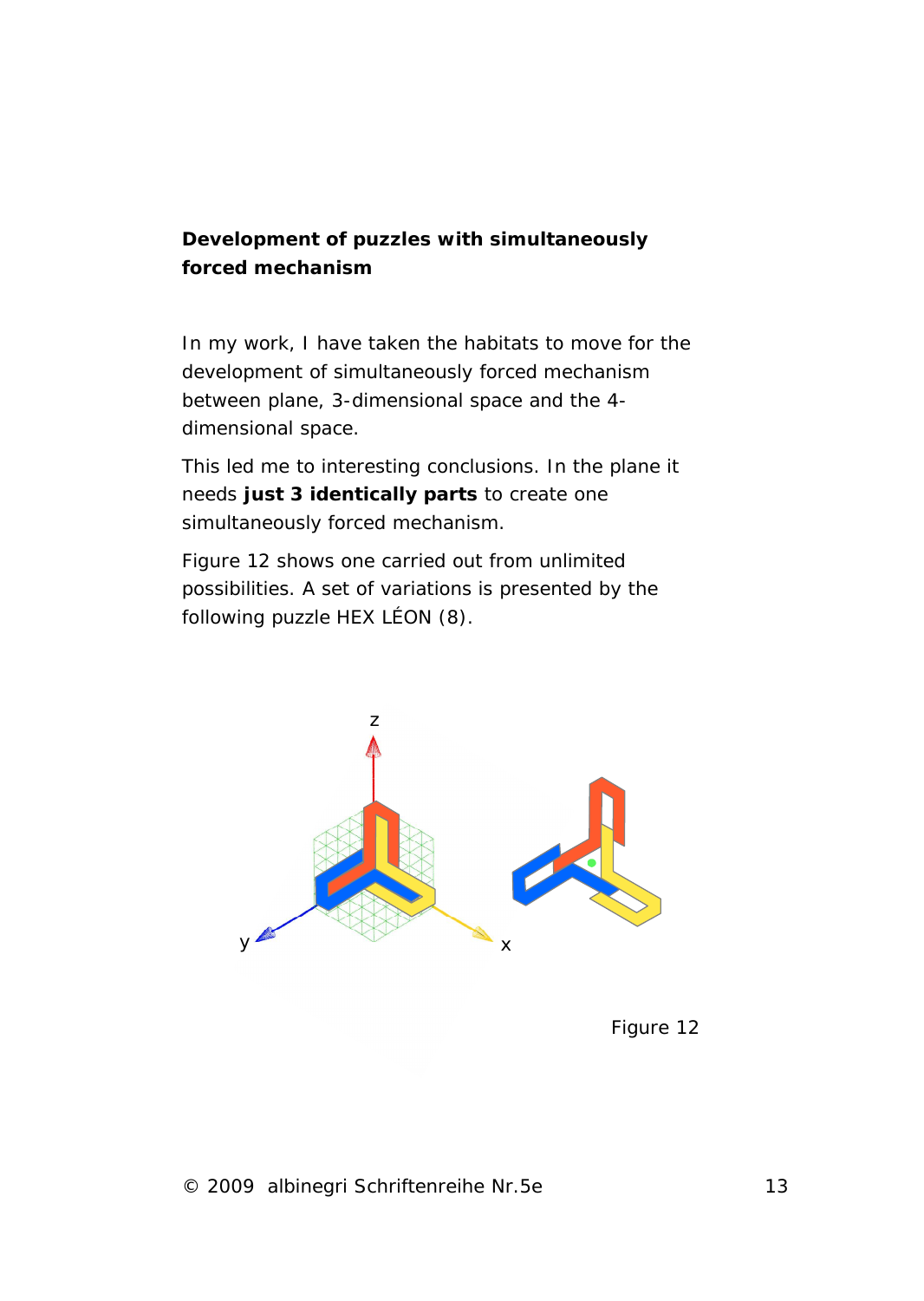**Development of puzzles with simultaneously forced mechanism**

In my work, I have taken the habitats to move for the development of simultaneously forced mechanism between plane, 3-dimensional space and the 4-dimensional space.

This led me to interesting conclusions. In the plane it needs **just 3 identically parts** to create one simultaneously forced mechanism.

Figure 12 shows one carried out from unlimited possibilities. A set of variations is presented by the following puzzle HEX LÉON (8).

Figure 12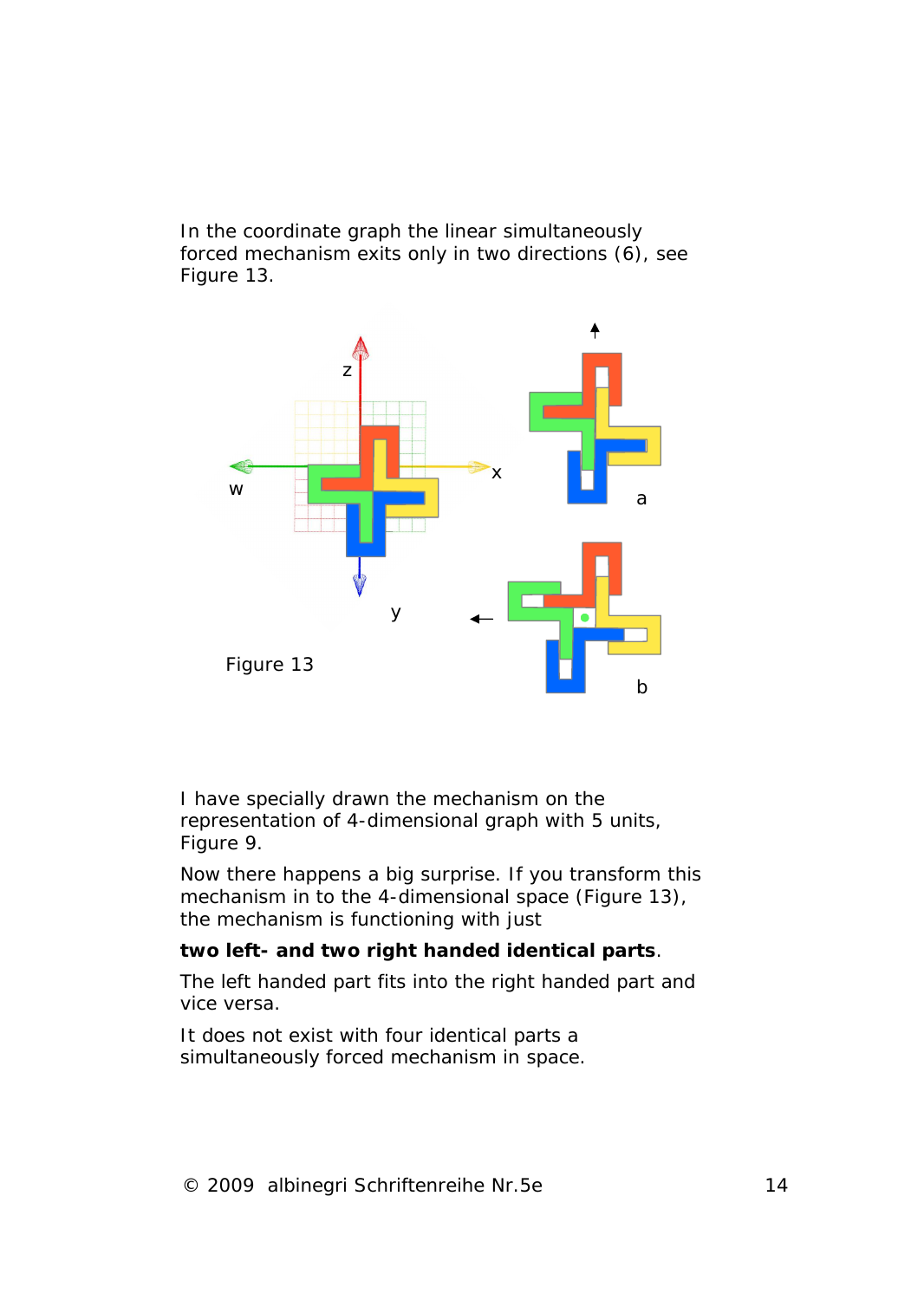In the coordinate graph the linear simultaneously forced mechanism exits only in two directions (6), see Figure 13.

Figure 13

I have specially drawn the mechanism on the representation of 4-dimensional graph with 5 units, Figure 9.

Now there happens a big surprise. If you transform this mechanism in to the 4-dimensional space (Figure 13), the mechanism is functioning with just

**two left- and two right handed identical parts**.

The left handed part fits into the right handed part and vice versa.

It does not exist with four identical parts a simultaneously forced mechanism in space.

© 2009 albinegri Schriftenreihe Nr.5e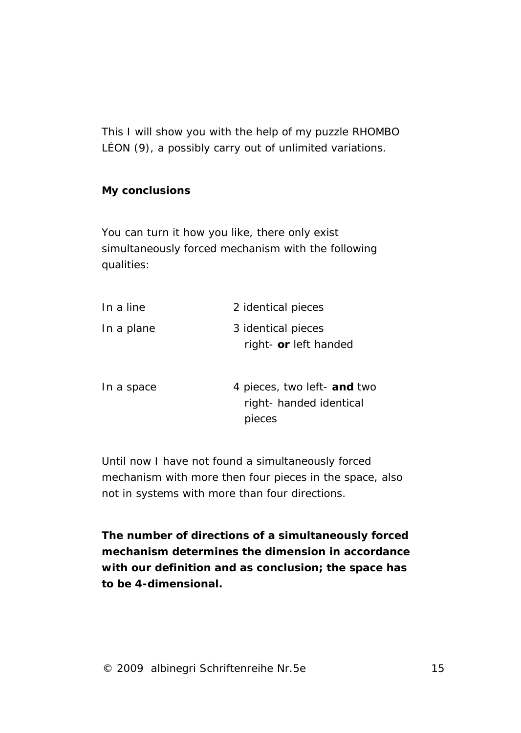This I will show you with the help of my puzzle RHOMBO LÉON (9), a possibly carry out of unlimited variations.

**My conclusions**

You can turn it how you like, there only exist simultaneously forced mechanism with the following qualities:

| | |
|---|---|
| In a line | 2 identical pieces |
| In a plane | 3 identical pieces right- **or** left handed |
| In a space | 4 pieces, two left- **and** two right- handed identical pieces |

Until now I have not found a simultaneously forced mechanism with more then four pieces in the space, also not in systems with more than four directions.

**The number of directions of a simultaneously forced mechanism determines the dimension in accordance with our definition and as conclusion; the space has to be 4-dimensional.**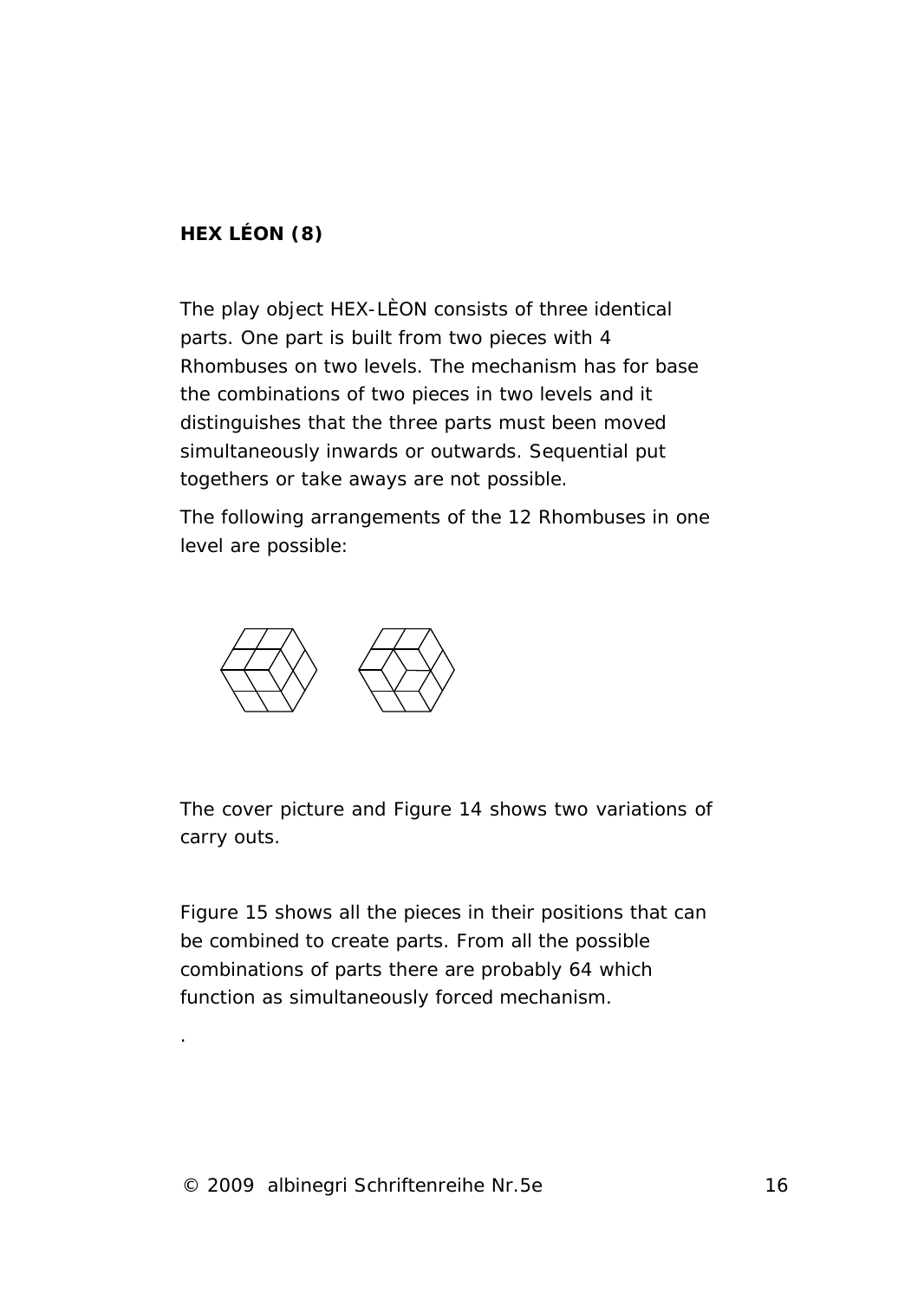**HEX LÉON (8)**

The play object HEX-LÈON consists of three identical parts. One part is built from two pieces with 4 Rhombuses on two levels. The mechanism has for base the combinations of two pieces in two levels and it distinguishes that the three parts must been moved simultaneously inwards or outwards. Sequential put togethers or take aways are not possible.

The following arrangements of the 12 Rhombuses in one level are possible:

The cover picture and Figure 14 shows two variations of carry outs.

Figure 15 shows all the pieces in their positions that can be combined to create parts. From all the possible combinations of parts there are probably 64 which function as simultaneously forced mechanism.

.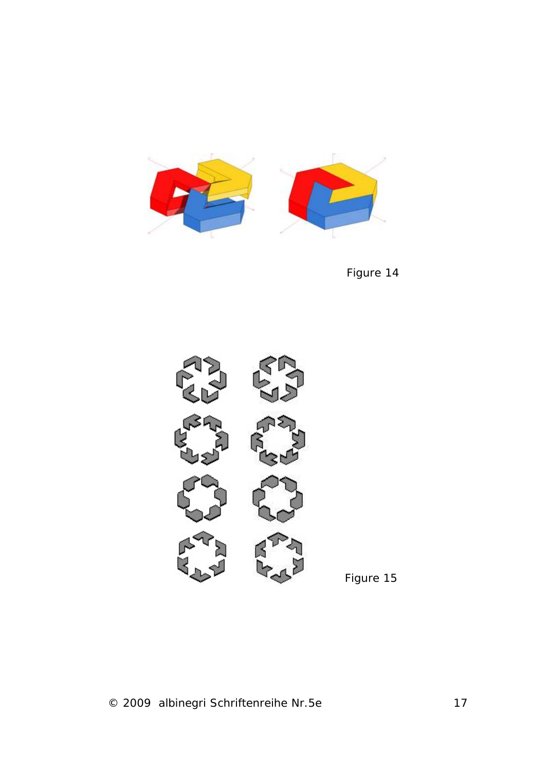Figure 14

Figure 15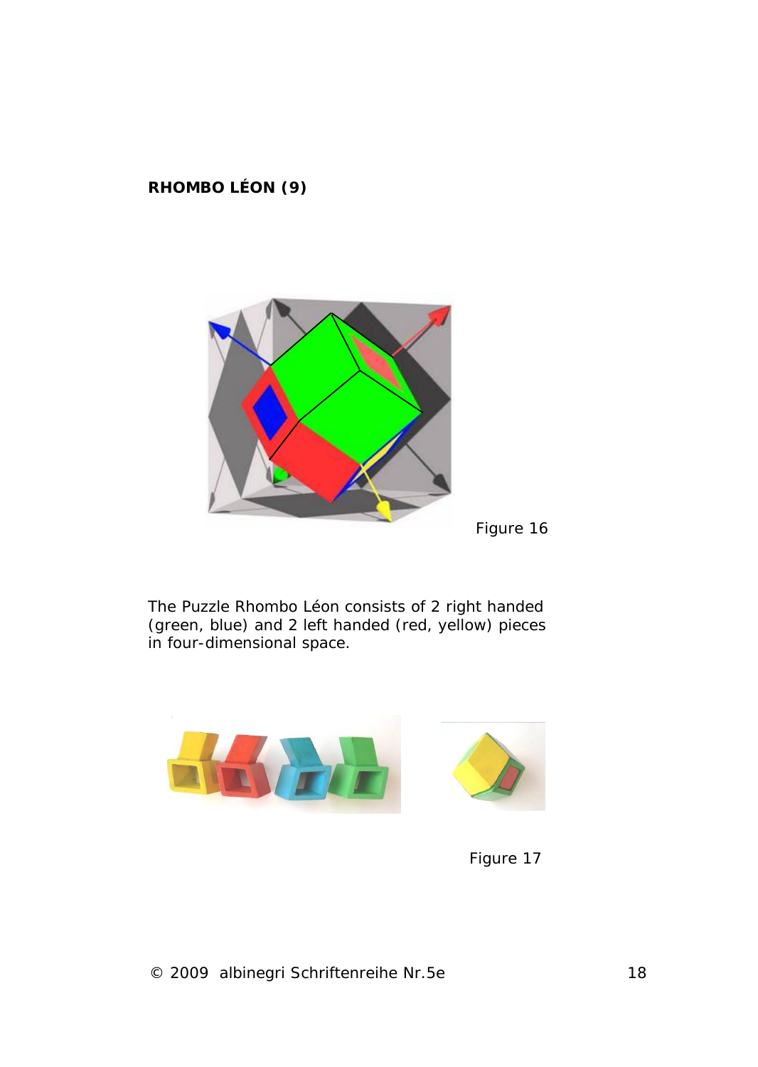**RHOMBO LÉON (9)**

Figure 16

The Puzzle Rhombo Léon consists of 2 right handed (green, blue) and 2 left handed (red, yellow) pieces in four-dimensional space.

Figure 17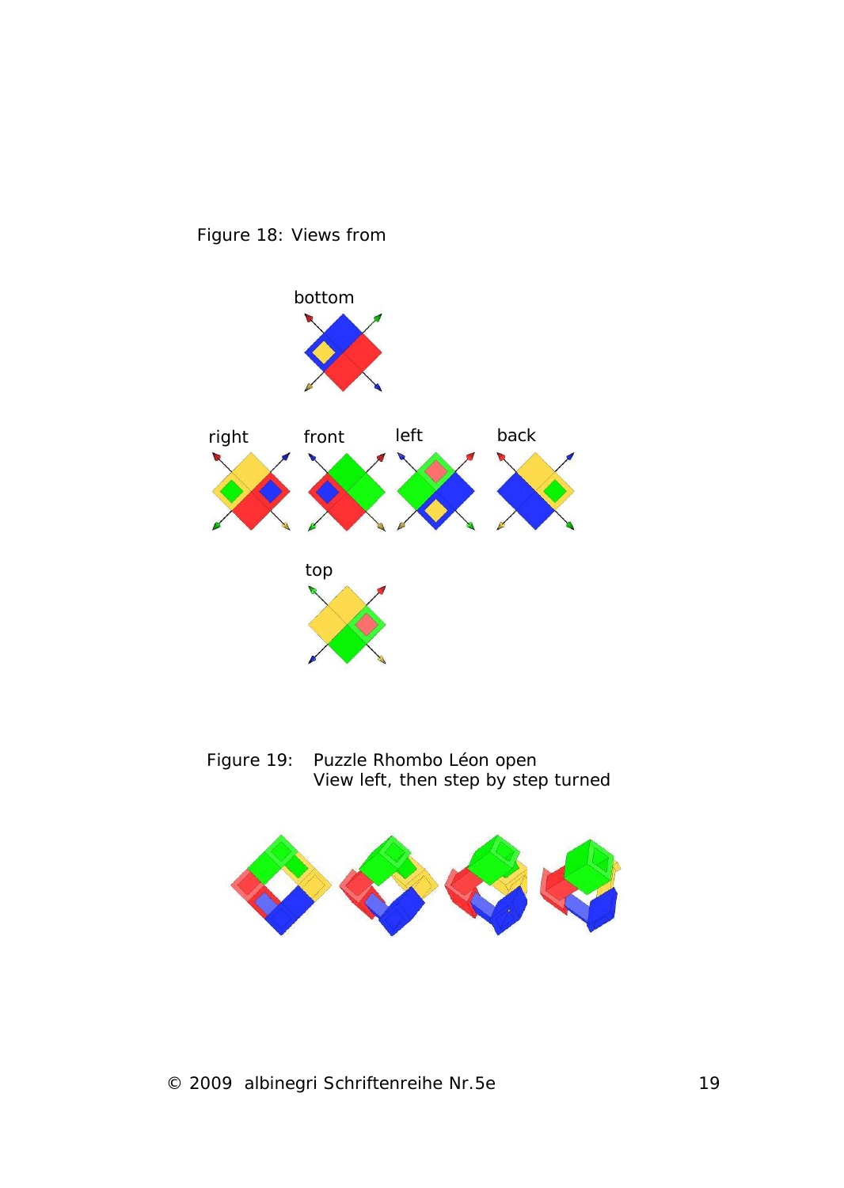Figure 18: Views from

bottom

right front left back

top

Figure 19: Puzzle Rhombo Léon open
View left, then step by step turned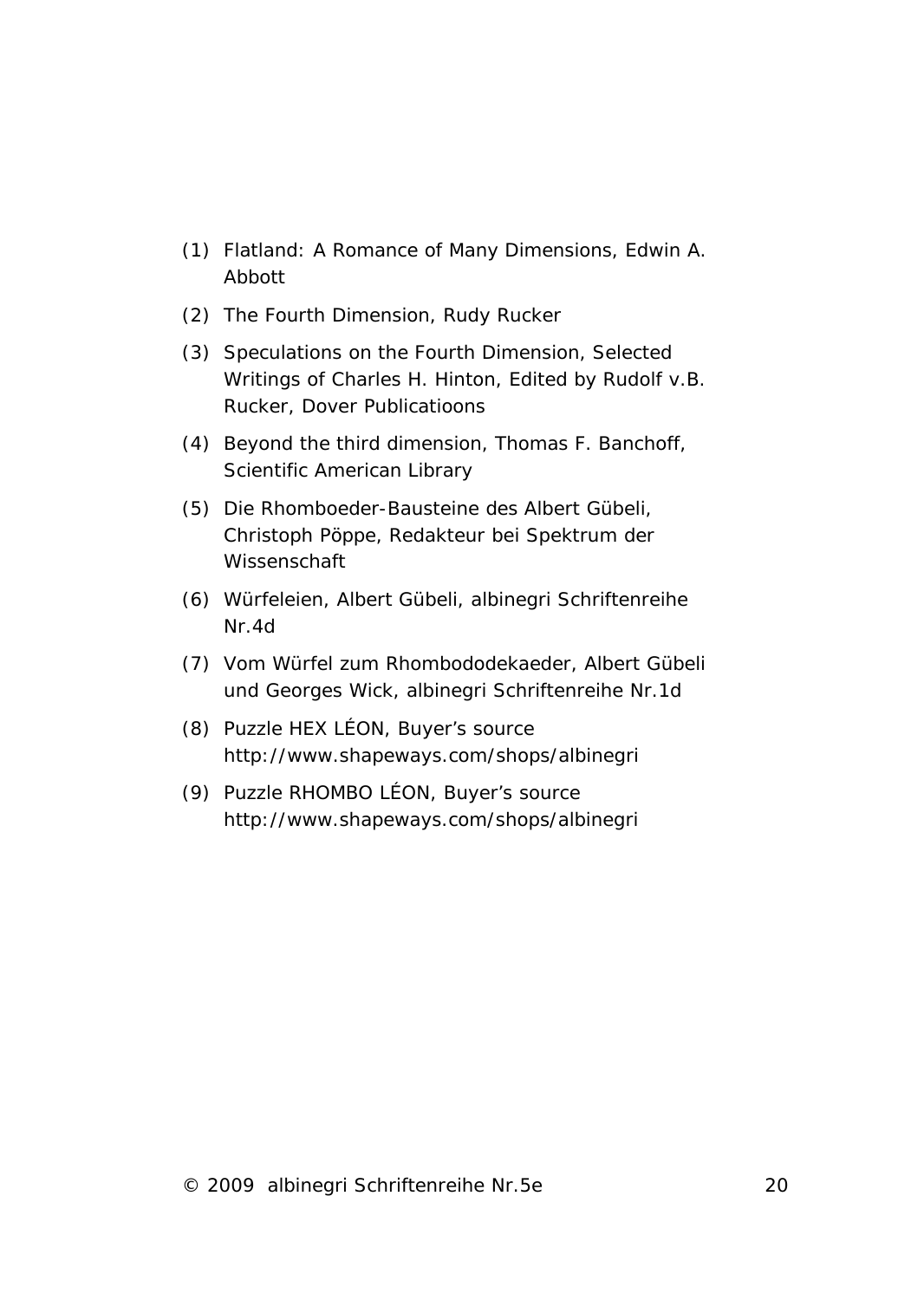(1) Flatland: A Romance of Many Dimensions, Edwin A. Abbott

(2) The Fourth Dimension, Rudy Rucker

(3) Speculations on the Fourth Dimension, Selected Writings of Charles H. Hinton, Edited by Rudolf v.B. Rucker, Dover Publicatioons

(4) Beyond the third dimension, Thomas F. Banchoff, Scientific American Library

(5) Die Rhomboeder-Bausteine des Albert Gübeli, Christoph Pöppe, Redakteur bei Spektrum der Wissenschaft

(6) Würfeleien, Albert Gübeli, albinegri Schriftenreihe Nr.4d

(7) Vom Würfel zum Rhombododekaeder, Albert Gübeli und Georges Wick, albinegri Schriftenreihe Nr.1d

(8) Puzzle HEX LÉON, Buyer's source http://www.shapeways.com/shops/albinegri

(9) Puzzle RHOMBO LÉON, Buyer's source http://www.shapeways.com/shops/albinegri

© 2009 albinegri Schriftenreihe Nr.5e